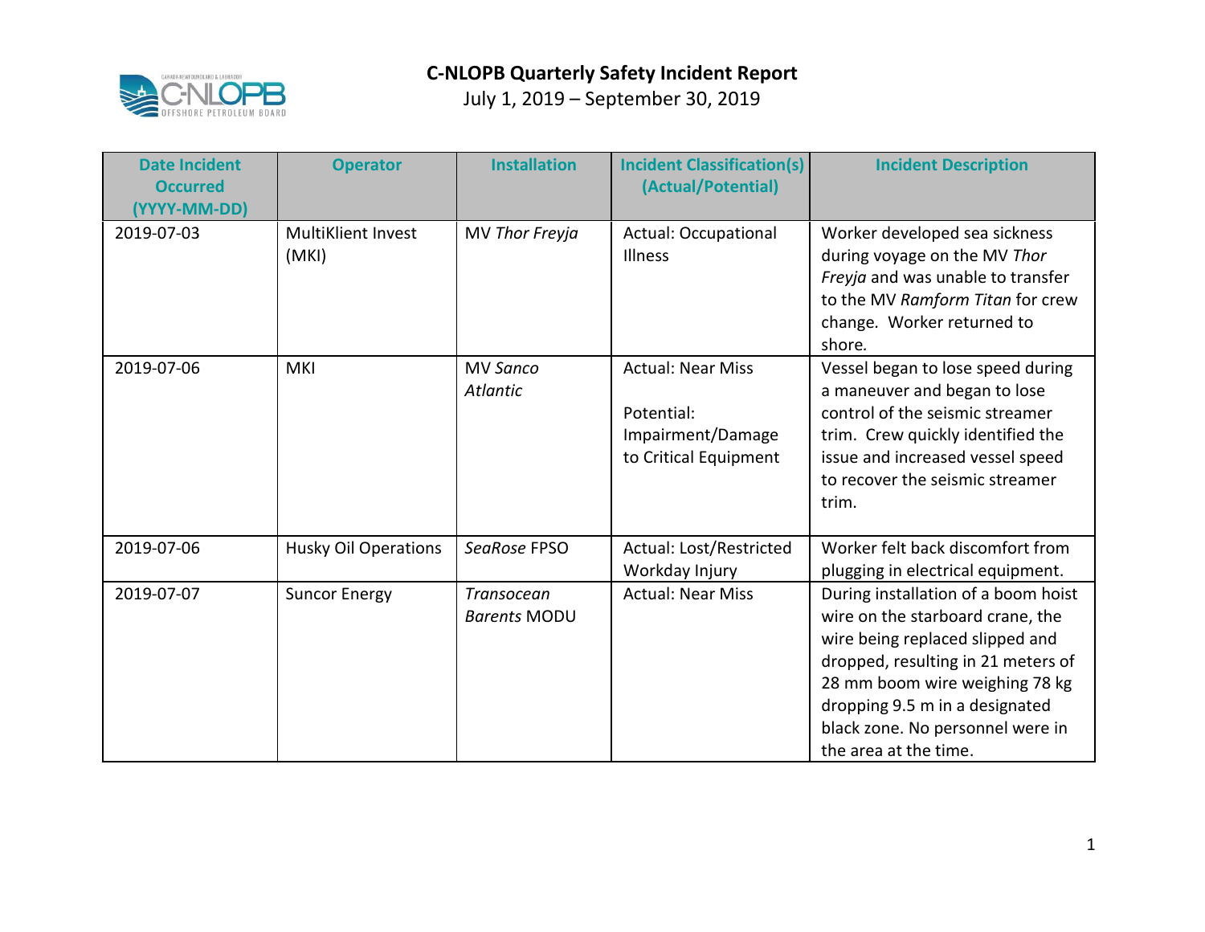# C-NLOPB Quarterly Safety Incident Report

July 1, 2019 – September 30, 2019

| Date Incident Occurred (YYYY-MM-DD) | Operator | Installation | Incident Classification(s) (Actual/Potential) | Incident Description |
|---|---|---|---|---|
| 2019-07-03 | MultiKlient Invest (MKI) | MV *Thor Freyja* | Actual: Occupational Illness | Worker developed sea sickness during voyage on the MV *Thor Freyja* and was unable to transfer to the MV *Ramform Titan* for crew change. Worker returned to shore. |
| 2019-07-06 | MKI | MV *Sanco Atlantic* | Actual: Near Miss<br><br>Potential: Impairment/Damage to Critical Equipment | Vessel began to lose speed during a maneuver and began to lose control of the seismic streamer trim. Crew quickly identified the issue and increased vessel speed to recover the seismic streamer trim. |
| 2019-07-06 | Husky Oil Operations | *SeaRose* FPSO | Actual: Lost/Restricted Workday Injury | Worker felt back discomfort from plugging in electrical equipment. |
| 2019-07-07 | Suncor Energy | *Transocean Barents* MODU | Actual: Near Miss | During installation of a boom hoist wire on the starboard crane, the wire being replaced slipped and dropped, resulting in 21 meters of 28 mm boom wire weighing 78 kg dropping 9.5 m in a designated black zone. No personnel were in the area at the time. |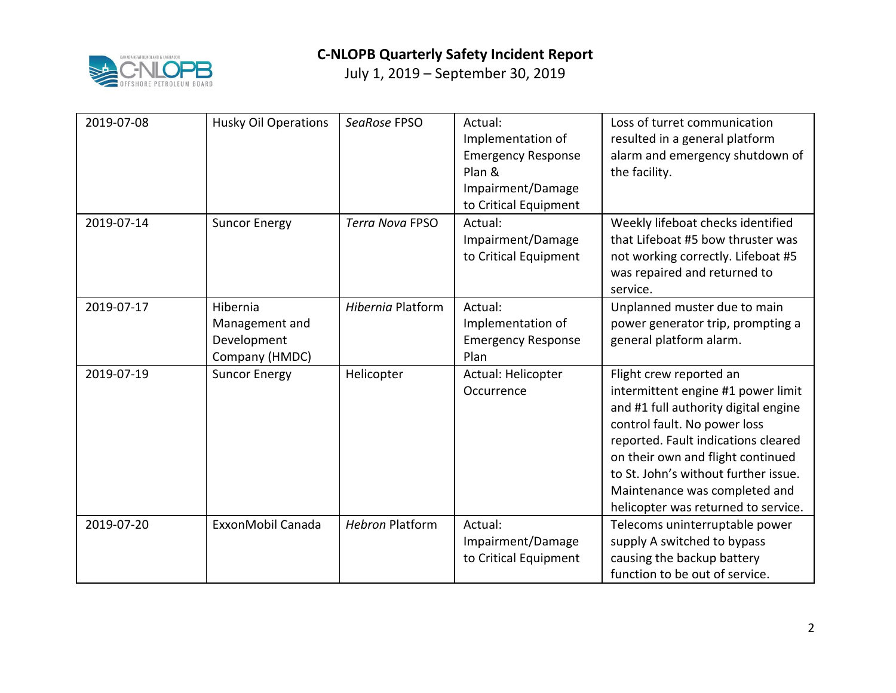| | | | | |
|---|---|---|---|---|
| 2019-07-08 | Husky Oil Operations | *SeaRose* FPSO | Actual: Implementation of Emergency Response Plan & Impairment/Damage to Critical Equipment | Loss of turret communication resulted in a general platform alarm and emergency shutdown of the facility. |
| 2019-07-14 | Suncor Energy | *Terra Nova* FPSO | Actual: Impairment/Damage to Critical Equipment | Weekly lifeboat checks identified that Lifeboat #5 bow thruster was not working correctly. Lifeboat #5 was repaired and returned to service. |
| 2019-07-17 | Hibernia Management and Development Company (HMDC) | *Hibernia* Platform | Actual: Implementation of Emergency Response Plan | Unplanned muster due to main power generator trip, prompting a general platform alarm. |
| 2019-07-19 | Suncor Energy | Helicopter | Actual: Helicopter Occurrence | Flight crew reported an intermittent engine #1 power limit and #1 full authority digital engine control fault. No power loss reported. Fault indications cleared on their own and flight continued to St. John's without further issue. Maintenance was completed and helicopter was returned to service. |
| 2019-07-20 | ExxonMobil Canada | *Hebron* Platform | Actual: Impairment/Damage to Critical Equipment | Telecoms uninterruptable power supply A switched to bypass causing the backup battery function to be out of service. |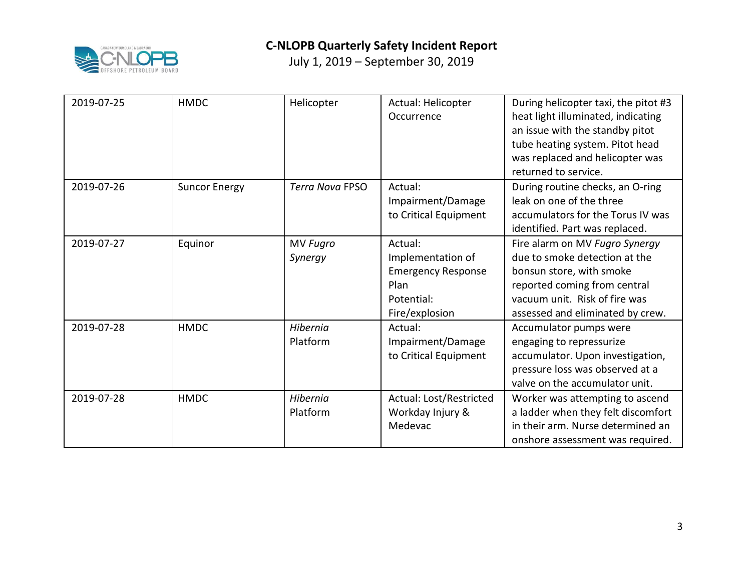| | | | | |
|---|---|---|---|---|
| 2019-07-25 | HMDC | Helicopter | Actual: Helicopter Occurrence | During helicopter taxi, the pitot #3 heat light illuminated, indicating an issue with the standby pitot tube heating system. Pitot head was replaced and helicopter was returned to service. |
| 2019-07-26 | Suncor Energy | *Terra Nova* FPSO | Actual: Impairment/Damage to Critical Equipment | During routine checks, an O-ring leak on one of the three accumulators for the Torus IV was identified. Part was replaced. |
| 2019-07-27 | Equinor | MV *Fugro Synergy* | Actual: Implementation of Emergency Response Plan<br>Potential: Fire/explosion | Fire alarm on MV *Fugro Synergy* due to smoke detection at the bonsun store, with smoke reported coming from central vacuum unit. Risk of fire was assessed and eliminated by crew. |
| 2019-07-28 | HMDC | *Hibernia* Platform | Actual: Impairment/Damage to Critical Equipment | Accumulator pumps were engaging to repressurize accumulator. Upon investigation, pressure loss was observed at a valve on the accumulator unit. |
| 2019-07-28 | HMDC | *Hibernia* Platform | Actual: Lost/Restricted Workday Injury & Medevac | Worker was attempting to ascend a ladder when they felt discomfort in their arm. Nurse determined an onshore assessment was required. |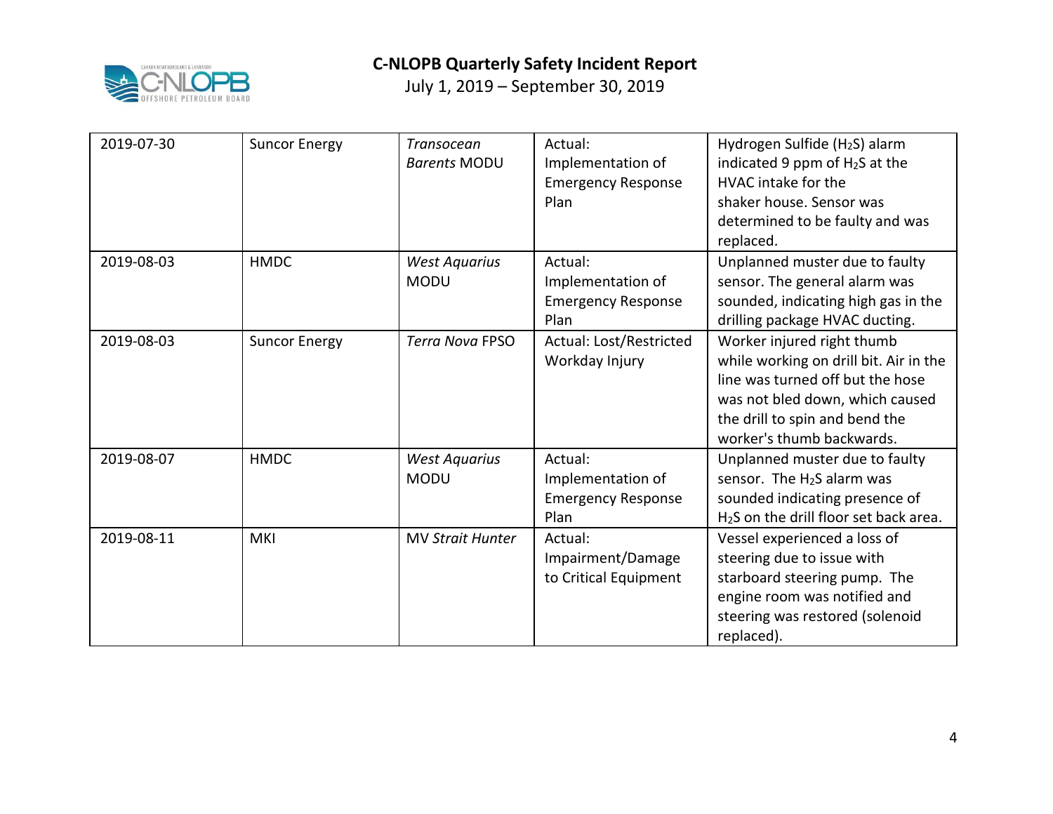| 2019-07-30 | Suncor Energy | *Transocean Barents* MODU | Actual: Implementation of Emergency Response Plan | Hydrogen Sulfide ($H_2S$) alarm indicated 9 ppm of $H_2S$ at the HVAC intake for the shaker house. Sensor was determined to be faulty and was replaced. |
|---|---|---|---|---|
| 2019-08-03 | HMDC | *West Aquarius* MODU | Actual: Implementation of Emergency Response Plan | Unplanned muster due to faulty sensor. The general alarm was sounded, indicating high gas in the drilling package HVAC ducting. |
| 2019-08-03 | Suncor Energy | *Terra Nova* FPSO | Actual: Lost/Restricted Workday Injury | Worker injured right thumb while working on drill bit. Air in the line was turned off but the hose was not bled down, which caused the drill to spin and bend the worker's thumb backwards. |
| 2019-08-07 | HMDC | *West Aquarius* MODU | Actual: Implementation of Emergency Response Plan | Unplanned muster due to faulty sensor. The $H_2S$ alarm was sounded indicating presence of $H_2S$ on the drill floor set back area. |
| 2019-08-11 | MKI | MV *Strait Hunter* | Actual: Impairment/Damage to Critical Equipment | Vessel experienced a loss of steering due to issue with starboard steering pump. The engine room was notified and steering was restored (solenoid replaced). |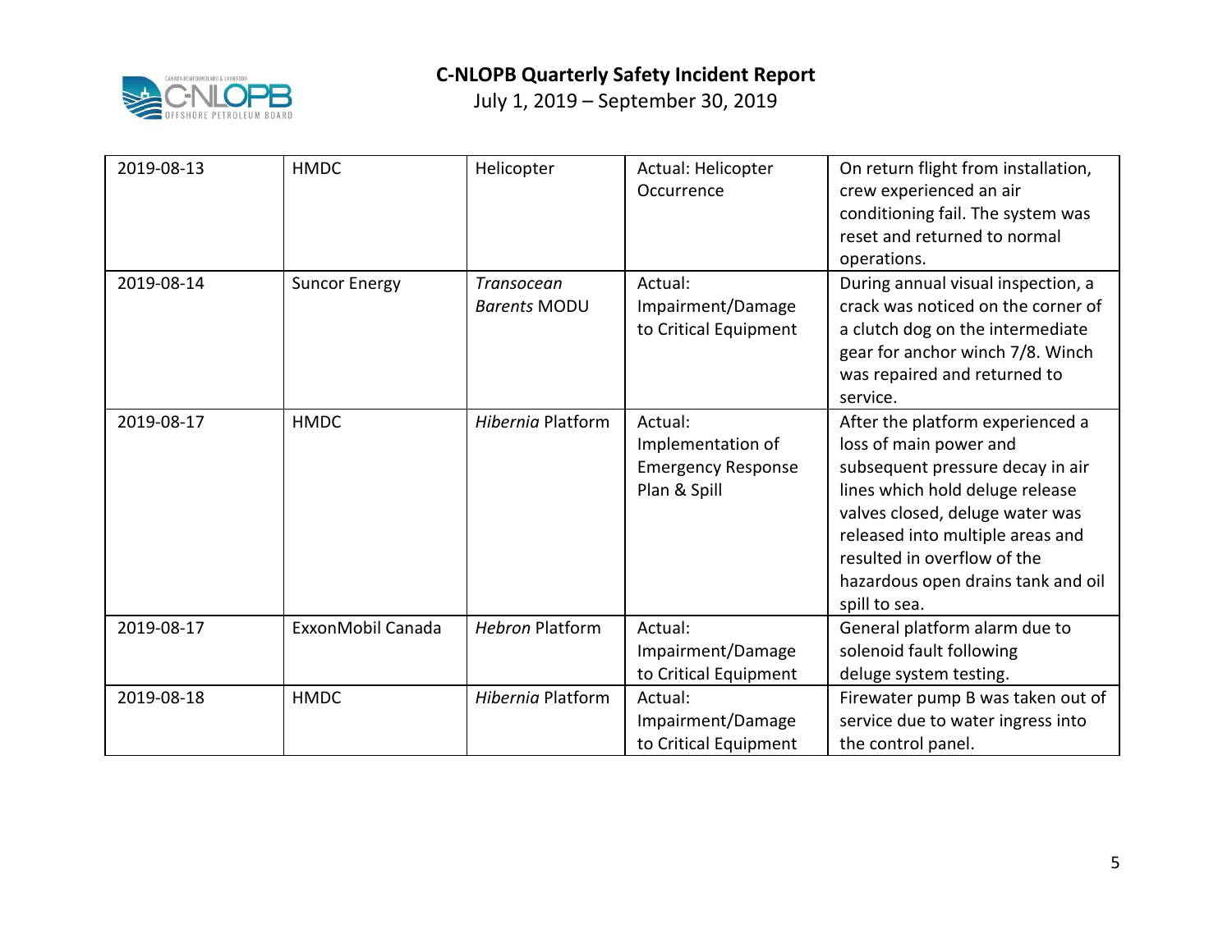| 2019-08-13 | HMDC | Helicopter | Actual: Helicopter Occurrence | On return flight from installation, crew experienced an air conditioning fail. The system was reset and returned to normal operations. |
|---|---|---|---|---|
| 2019-08-14 | Suncor Energy | *Transocean Barents* MODU | Actual: Impairment/Damage to Critical Equipment | During annual visual inspection, a crack was noticed on the corner of a clutch dog on the intermediate gear for anchor winch 7/8. Winch was repaired and returned to service. |
| 2019-08-17 | HMDC | *Hibernia* Platform | Actual: Implementation of Emergency Response Plan & Spill | After the platform experienced a loss of main power and subsequent pressure decay in air lines which hold deluge release valves closed, deluge water was released into multiple areas and resulted in overflow of the hazardous open drains tank and oil spill to sea. |
| 2019-08-17 | ExxonMobil Canada | *Hebron* Platform | Actual: Impairment/Damage to Critical Equipment | General platform alarm due to solenoid fault following deluge system testing. |
| 2019-08-18 | HMDC | *Hibernia* Platform | Actual: Impairment/Damage to Critical Equipment | Firewater pump B was taken out of service due to water ingress into the control panel. |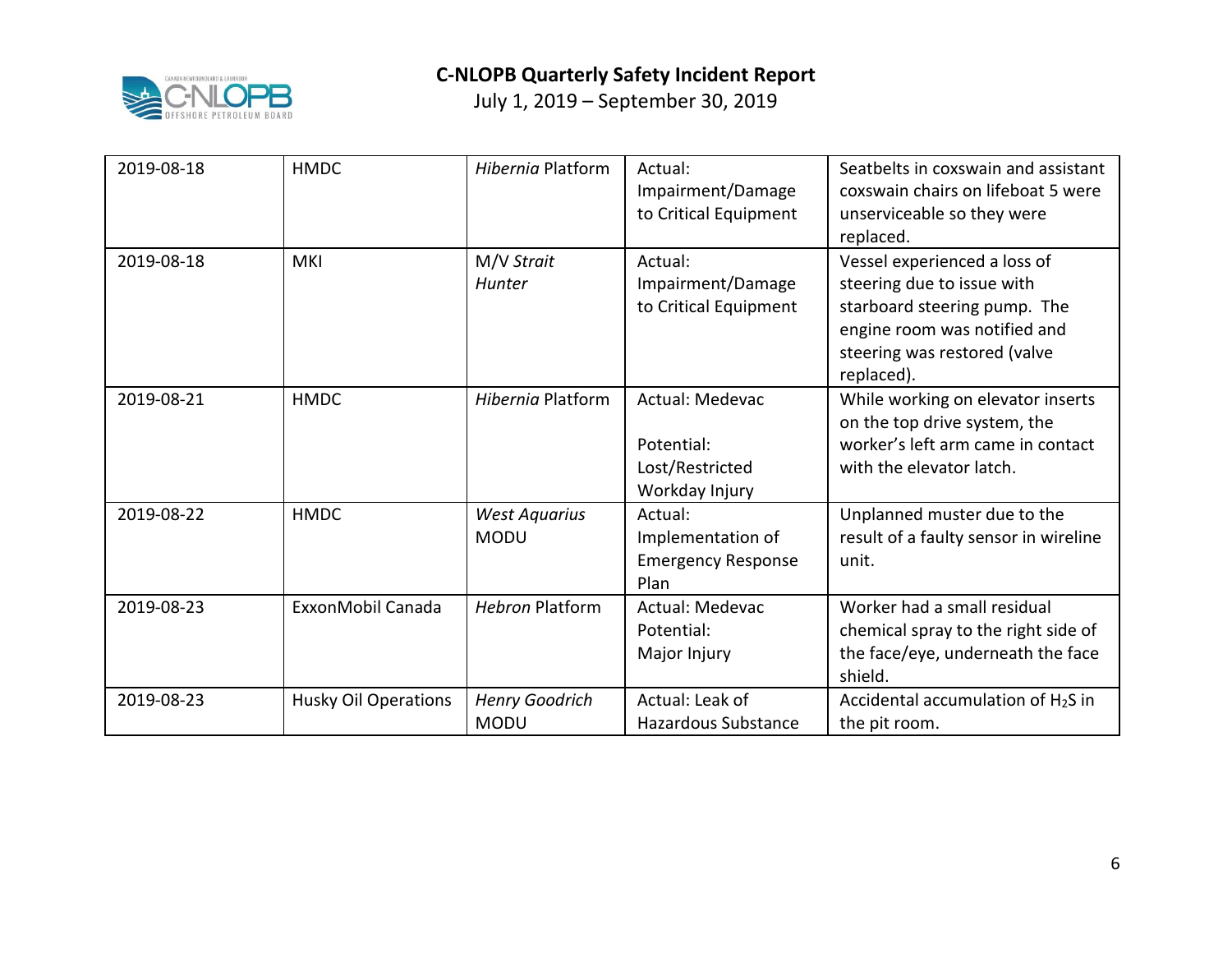| | | | | |
|---|---|---|---|---|
| 2019-08-18 | HMDC | *Hibernia* Platform | Actual: Impairment/Damage to Critical Equipment | Seatbelts in coxswain and assistant coxswain chairs on lifeboat 5 were unserviceable so they were replaced. |
| 2019-08-18 | MKI | M/V *Strait Hunter* | Actual: Impairment/Damage to Critical Equipment | Vessel experienced a loss of steering due to issue with starboard steering pump. The engine room was notified and steering was restored (valve replaced). |
| 2019-08-21 | HMDC | *Hibernia* Platform | Actual: Medevac<br><br>Potential: Lost/Restricted Workday Injury | While working on elevator inserts on the top drive system, the worker's left arm came in contact with the elevator latch. |
| 2019-08-22 | HMDC | *West Aquarius* MODU | Actual: Implementation of Emergency Response Plan | Unplanned muster due to the result of a faulty sensor in wireline unit. |
| 2019-08-23 | ExxonMobil Canada | *Hebron* Platform | Actual: Medevac<br>Potential: Major Injury | Worker had a small residual chemical spray to the right side of the face/eye, underneath the face shield. |
| 2019-08-23 | Husky Oil Operations | *Henry Goodrich* MODU | Actual: Leak of Hazardous Substance | Accidental accumulation of $H_2S$ in the pit room. |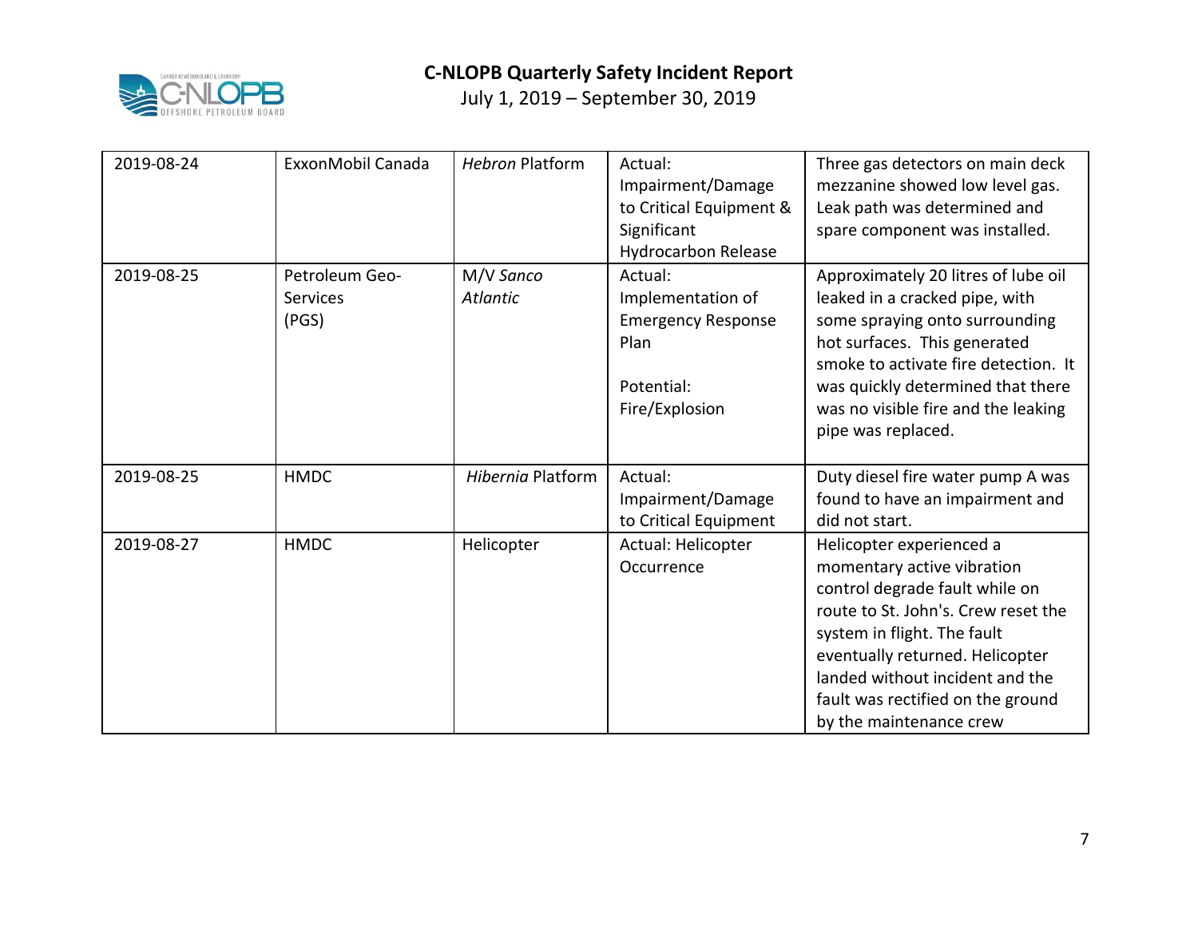| 2019-08-24 | ExxonMobil Canada | *Hebron* Platform | Actual: Impairment/Damage to Critical Equipment & Significant Hydrocarbon Release | Three gas detectors on main deck mezzanine showed low level gas. Leak path was determined and spare component was installed. |
|---|---|---|---|---|
| 2019-08-25 | Petroleum Geo-Services (PGS) | M/V *Sanco Atlantic* | Actual: Implementation of Emergency Response Plan<br><br>Potential: Fire/Explosion | Approximately 20 litres of lube oil leaked in a cracked pipe, with some spraying onto surrounding hot surfaces. This generated smoke to activate fire detection. It was quickly determined that there was no visible fire and the leaking pipe was replaced. |
| 2019-08-25 | HMDC | *Hibernia* Platform | Actual: Impairment/Damage to Critical Equipment | Duty diesel fire water pump A was found to have an impairment and did not start. |
| 2019-08-27 | HMDC | Helicopter | Actual: Helicopter Occurrence | Helicopter experienced a momentary active vibration control degrade fault while on route to St. John's. Crew reset the system in flight. The fault eventually returned. Helicopter landed without incident and the fault was rectified on the ground by the maintenance crew |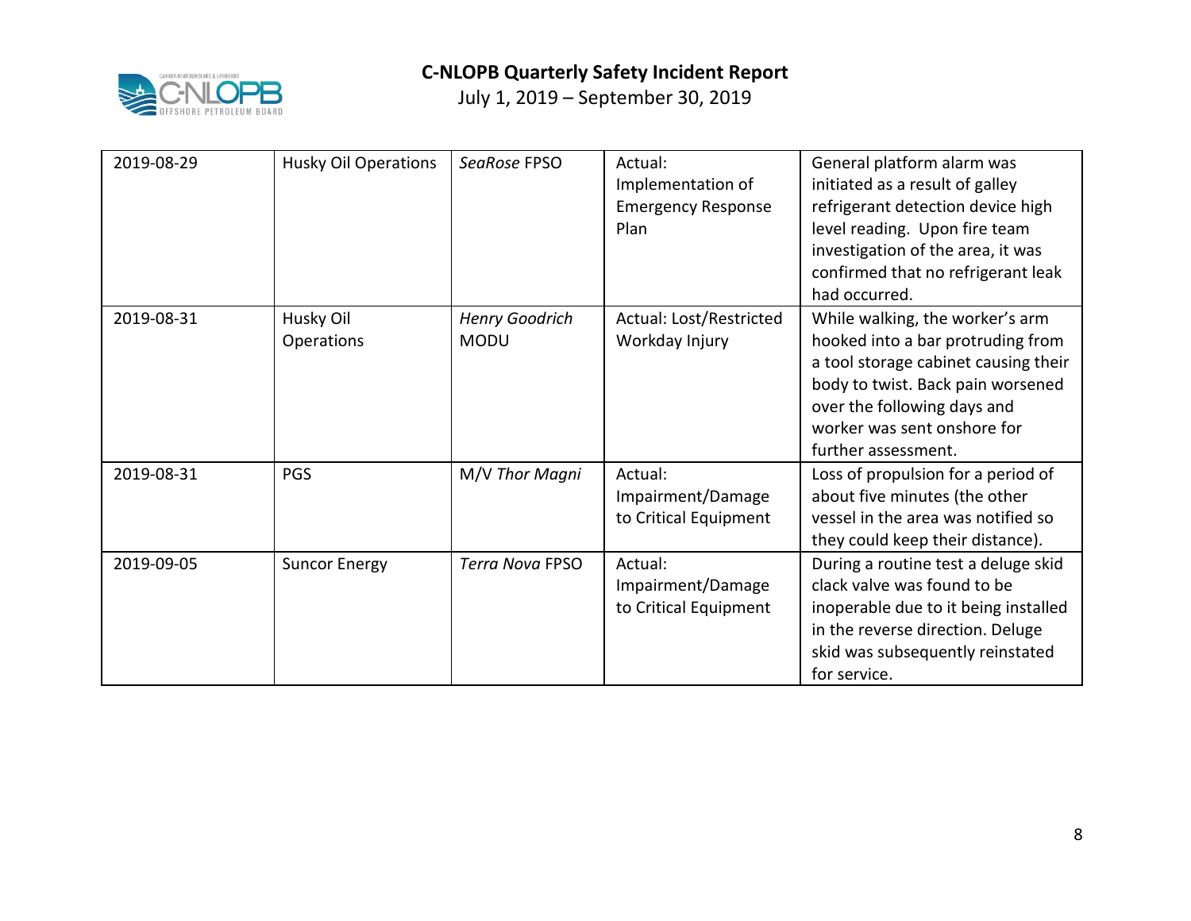| 2019-08-29 | Husky Oil Operations | *SeaRose* FPSO | Actual: Implementation of Emergency Response Plan | General platform alarm was initiated as a result of galley refrigerant detection device high level reading. Upon fire team investigation of the area, it was confirmed that no refrigerant leak had occurred. |
|---|---|---|---|---|
| 2019-08-31 | Husky Oil Operations | *Henry Goodrich* MODU | Actual: Lost/Restricted Workday Injury | While walking, the worker's arm hooked into a bar protruding from a tool storage cabinet causing their body to twist. Back pain worsened over the following days and worker was sent onshore for further assessment. |
| 2019-08-31 | PGS | M/V *Thor Magni* | Actual: Impairment/Damage to Critical Equipment | Loss of propulsion for a period of about five minutes (the other vessel in the area was notified so they could keep their distance). |
| 2019-09-05 | Suncor Energy | *Terra Nova* FPSO | Actual: Impairment/Damage to Critical Equipment | During a routine test a deluge skid clack valve was found to be inoperable due to it being installed in the reverse direction. Deluge skid was subsequently reinstated for service. |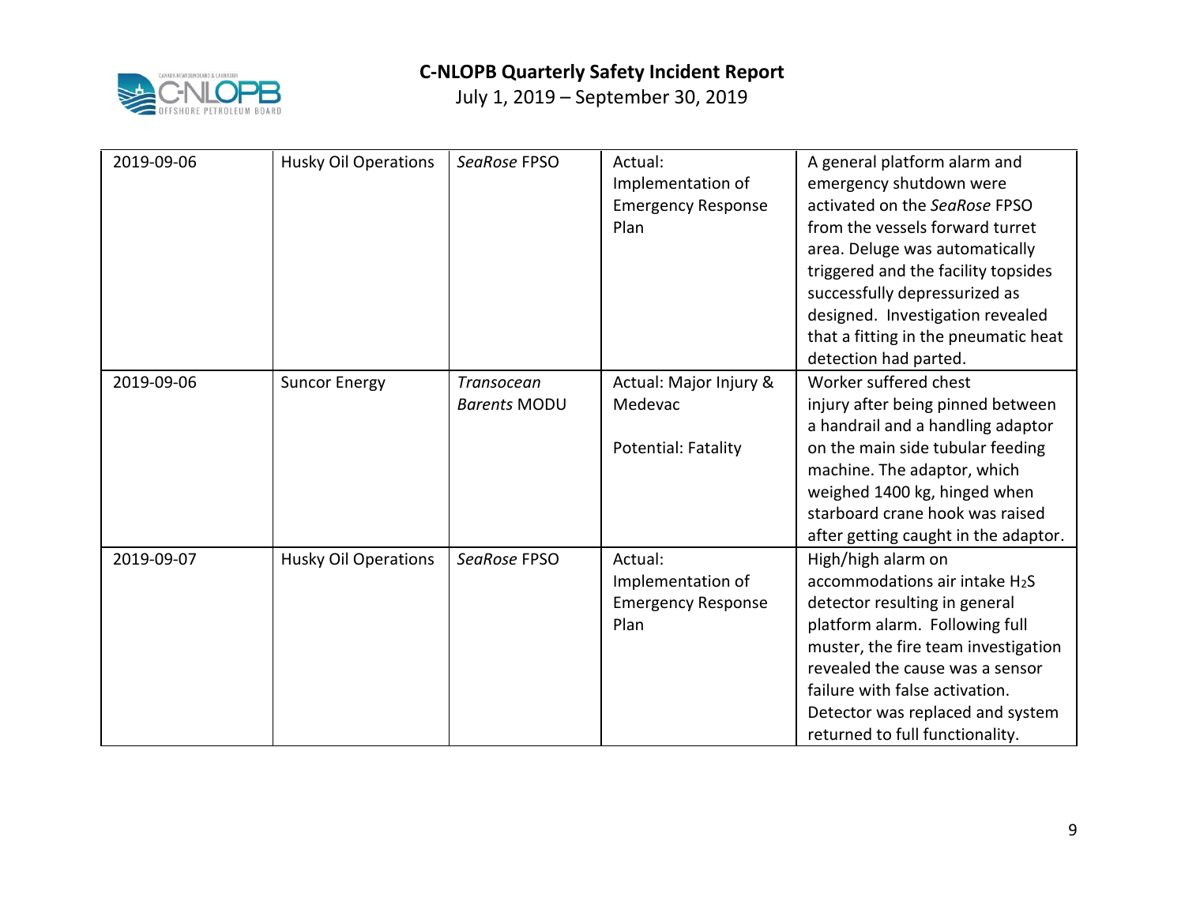| | | | | |
|---|---|---|---|---|
| 2019-09-06 | Husky Oil Operations | *SeaRose* FPSO | Actual: Implementation of Emergency Response Plan | A general platform alarm and emergency shutdown were activated on the *SeaRose* FPSO from the vessels forward turret area. Deluge was automatically triggered and the facility topsides successfully depressurized as designed. Investigation revealed that a fitting in the pneumatic heat detection had parted. |
| 2019-09-06 | Suncor Energy | *Transocean Barents* MODU | Actual: Major Injury & Medevac<br><br>Potential: Fatality | Worker suffered chest injury after being pinned between a handrail and a handling adaptor on the main side tubular feeding machine. The adaptor, which weighed 1400 kg, hinged when starboard crane hook was raised after getting caught in the adaptor. |
| 2019-09-07 | Husky Oil Operations | *SeaRose* FPSO | Actual: Implementation of Emergency Response Plan | High/high alarm on accommodations air intake $H_2S$ detector resulting in general platform alarm. Following full muster, the fire team investigation revealed the cause was a sensor failure with false activation. Detector was replaced and system returned to full functionality. |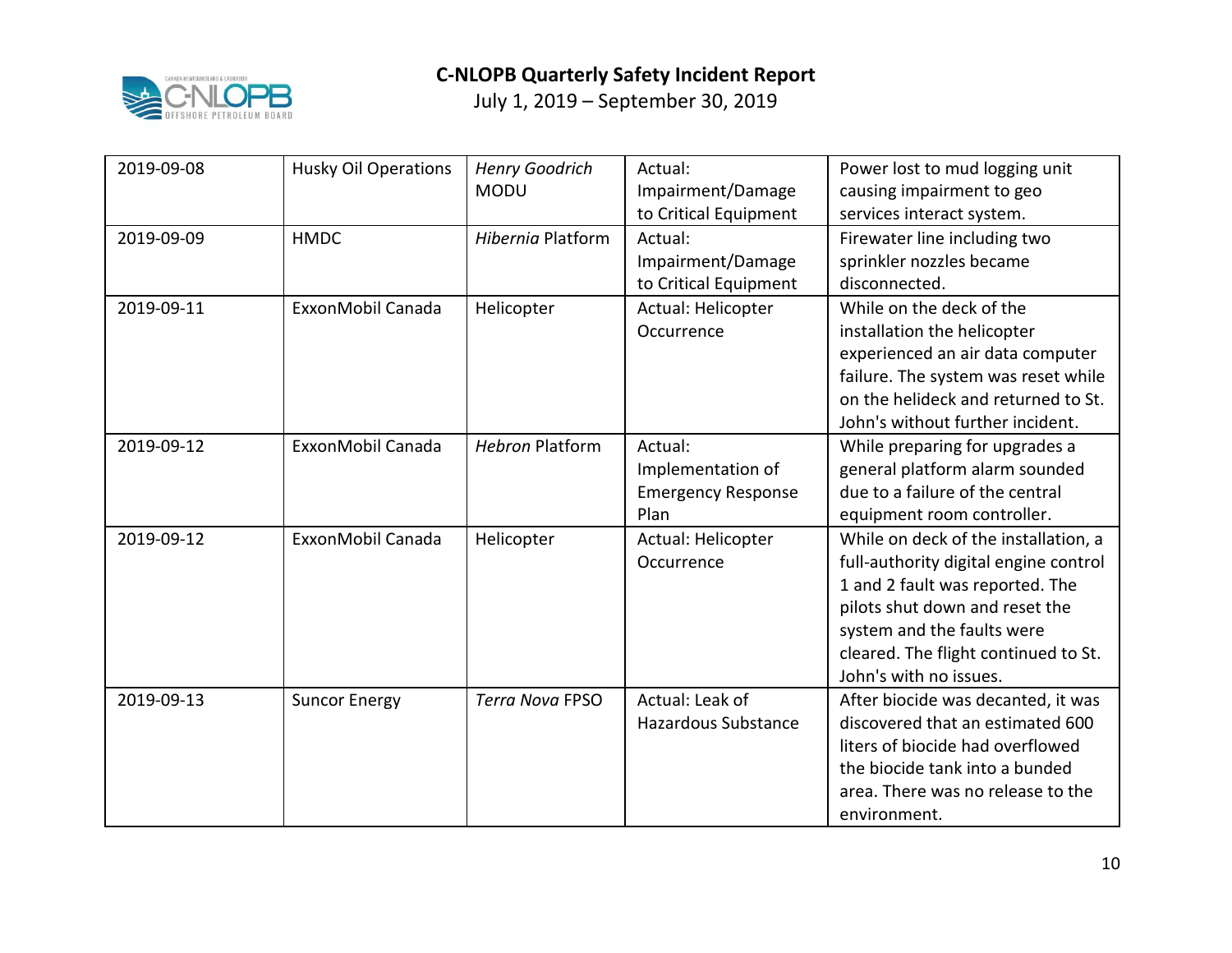# C-NLOPB Quarterly Safety Incident Report

July 1, 2019 – September 30, 2019

| | | | | |
|---|---|---|---|---|
| 2019-09-08 | Husky Oil Operations | *Henry Goodrich* MODU | Actual: Impairment/Damage to Critical Equipment | Power lost to mud logging unit causing impairment to geo services interact system. |
| 2019-09-09 | HMDC | *Hibernia* Platform | Actual: Impairment/Damage to Critical Equipment | Firewater line including two sprinkler nozzles became disconnected. |
| 2019-09-11 | ExxonMobil Canada | Helicopter | Actual: Helicopter Occurrence | While on the deck of the installation the helicopter experienced an air data computer failure. The system was reset while on the helideck and returned to St. John's without further incident. |
| 2019-09-12 | ExxonMobil Canada | *Hebron* Platform | Actual: Implementation of Emergency Response Plan | While preparing for upgrades a general platform alarm sounded due to a failure of the central equipment room controller. |
| 2019-09-12 | ExxonMobil Canada | Helicopter | Actual: Helicopter Occurrence | While on deck of the installation, a full-authority digital engine control 1 and 2 fault was reported. The pilots shut down and reset the system and the faults were cleared. The flight continued to St. John's with no issues. |
| 2019-09-13 | Suncor Energy | *Terra Nova* FPSO | Actual: Leak of Hazardous Substance | After biocide was decanted, it was discovered that an estimated 600 liters of biocide had overflowed the biocide tank into a bunded area. There was no release to the environment. |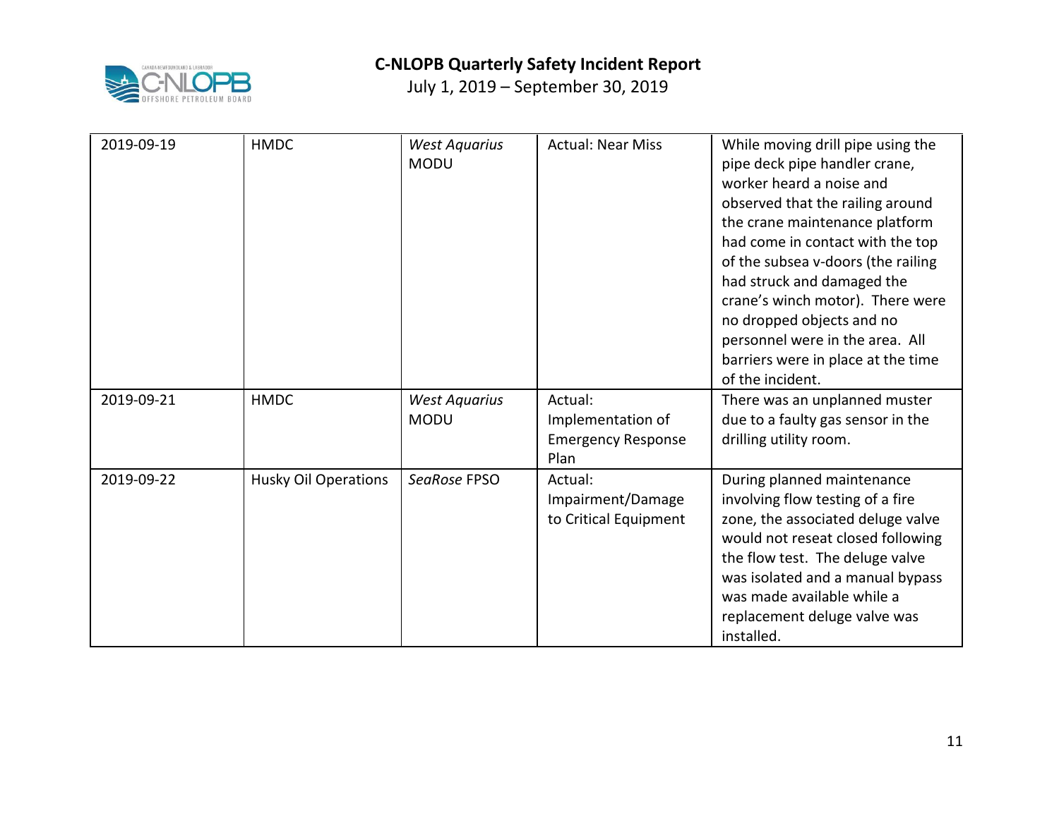| 2019-09-19 | HMDC | *West Aquarius* MODU | Actual: Near Miss | While moving drill pipe using the pipe deck pipe handler crane, worker heard a noise and observed that the railing around the crane maintenance platform had come in contact with the top of the subsea v-doors (the railing had struck and damaged the crane's winch motor). There were no dropped objects and no personnel were in the area. All barriers were in place at the time of the incident. |
|---|---|---|---|---|
| 2019-09-21 | HMDC | *West Aquarius* MODU | Actual: Implementation of Emergency Response Plan | There was an unplanned muster due to a faulty gas sensor in the drilling utility room. |
| 2019-09-22 | Husky Oil Operations | *SeaRose* FPSO | Actual: Impairment/Damage to Critical Equipment | During planned maintenance involving flow testing of a fire zone, the associated deluge valve would not reseat closed following the flow test. The deluge valve was isolated and a manual bypass was made available while a replacement deluge valve was installed. |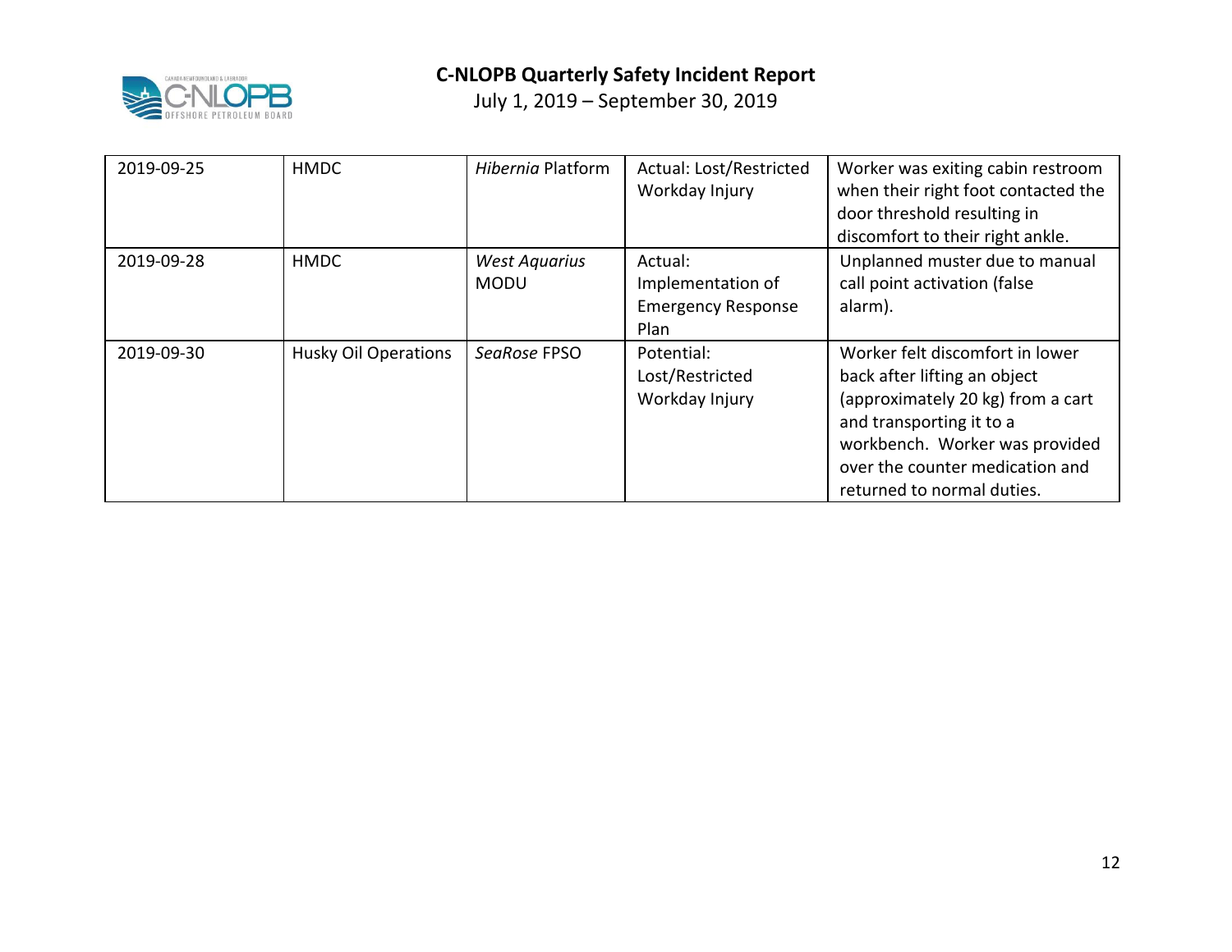| | | | | |
|---|---|---|---|---|
| 2019-09-25 | HMDC | *Hibernia* Platform | Actual: Lost/Restricted Workday Injury | Worker was exiting cabin restroom when their right foot contacted the door threshold resulting in discomfort to their right ankle. |
| 2019-09-28 | HMDC | *West Aquarius* MODU | Actual: Implementation of Emergency Response Plan | Unplanned muster due to manual call point activation (false alarm). |
| 2019-09-30 | Husky Oil Operations | *SeaRose* FPSO | Potential: Lost/Restricted Workday Injury | Worker felt discomfort in lower back after lifting an object (approximately 20 kg) from a cart and transporting it to a workbench. Worker was provided over the counter medication and returned to normal duties. |